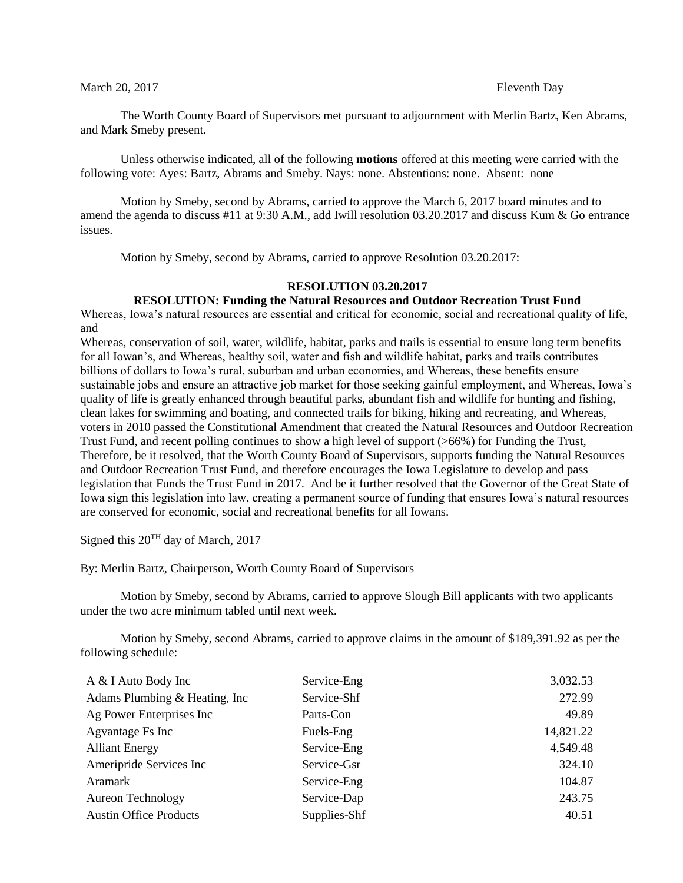March 20, 2017 Eleventh Day

The Worth County Board of Supervisors met pursuant to adjournment with Merlin Bartz, Ken Abrams, and Mark Smeby present.

Unless otherwise indicated, all of the following **motions** offered at this meeting were carried with the following vote: Ayes: Bartz, Abrams and Smeby. Nays: none. Abstentions: none. Absent: none

Motion by Smeby, second by Abrams, carried to approve the March 6, 2017 board minutes and to amend the agenda to discuss #11 at 9:30 A.M., add Iwill resolution 03.20.2017 and discuss Kum & Go entrance issues.

Motion by Smeby, second by Abrams, carried to approve Resolution 03.20.2017:

**RESOLUTION 03.20.2017**

**RESOLUTION: Funding the Natural Resources and Outdoor Recreation Trust Fund**

Whereas, Iowa's natural resources are essential and critical for economic, social and recreational quality of life, and

Whereas, conservation of soil, water, wildlife, habitat, parks and trails is essential to ensure long term benefits for all Iowan's, and Whereas, healthy soil, water and fish and wildlife habitat, parks and trails contributes billions of dollars to Iowa's rural, suburban and urban economies, and Whereas, these benefits ensure sustainable jobs and ensure an attractive job market for those seeking gainful employment, and Whereas, Iowa's quality of life is greatly enhanced through beautiful parks, abundant fish and wildlife for hunting and fishing, clean lakes for swimming and boating, and connected trails for biking, hiking and recreating, and Whereas, voters in 2010 passed the Constitutional Amendment that created the Natural Resources and Outdoor Recreation Trust Fund, and recent polling continues to show a high level of support (>66%) for Funding the Trust, Therefore, be it resolved, that the Worth County Board of Supervisors, supports funding the Natural Resources and Outdoor Recreation Trust Fund, and therefore encourages the Iowa Legislature to develop and pass legislation that Funds the Trust Fund in 2017. And be it further resolved that the Governor of the Great State of Iowa sign this legislation into law, creating a permanent source of funding that ensures Iowa's natural resources are conserved for economic, social and recreational benefits for all Iowans.

Signed this 20TH day of March, 2017

By: Merlin Bartz, Chairperson, Worth County Board of Supervisors

Motion by Smeby, second by Abrams, carried to approve Slough Bill applicants with two applicants under the two acre minimum tabled until next week.

Motion by Smeby, second Abrams, carried to approve claims in the amount of $189,391.92 as per the following schedule:

| | | |
|---|---|---|
| A & I Auto Body Inc | Service-Eng | 3,032.53 |
| Adams Plumbing & Heating, Inc | Service-Shf | 272.99 |
| Ag Power Enterprises Inc | Parts-Con | 49.89 |
| Agvantage Fs Inc | Fuels-Eng | 14,821.22 |
| Alliant Energy | Service-Eng | 4,549.48 |
| Ameripride Services Inc | Service-Gsr | 324.10 |
| Aramark | Service-Eng | 104.87 |
| Aureon Technology | Service-Dap | 243.75 |
| Austin Office Products | Supplies-Shf | 40.51 |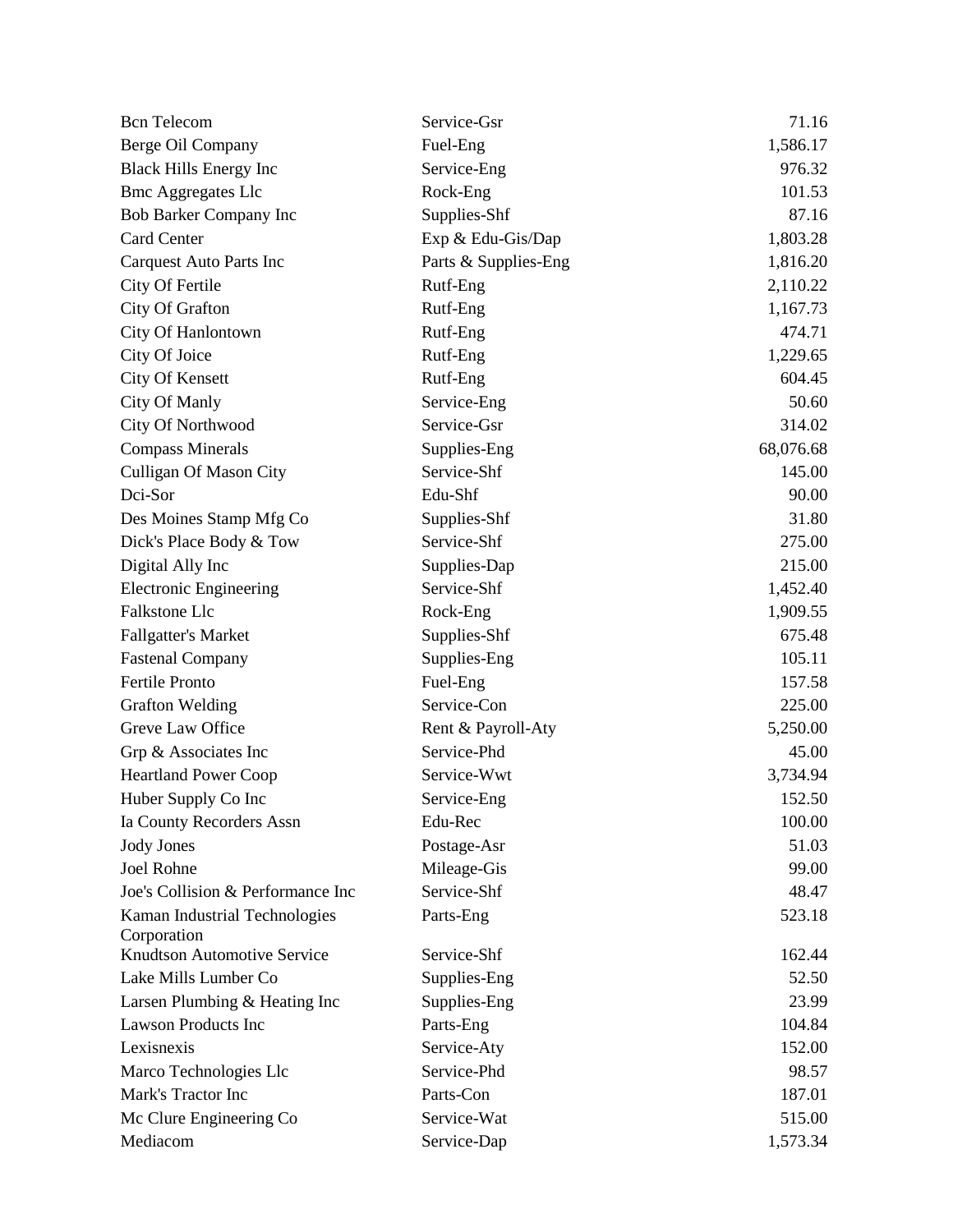| | | |
|---|---|---|
| Bcn Telecom | Service-Gsr | 71.16 |
| Berge Oil Company | Fuel-Eng | 1,586.17 |
| Black Hills Energy Inc | Service-Eng | 976.32 |
| Bmc Aggregates Llc | Rock-Eng | 101.53 |
| Bob Barker Company Inc | Supplies-Shf | 87.16 |
| Card Center | Exp & Edu-Gis/Dap | 1,803.28 |
| Carquest Auto Parts Inc | Parts & Supplies-Eng | 1,816.20 |
| City Of Fertile | Rutf-Eng | 2,110.22 |
| City Of Grafton | Rutf-Eng | 1,167.73 |
| City Of Hanlontown | Rutf-Eng | 474.71 |
| City Of Joice | Rutf-Eng | 1,229.65 |
| City Of Kensett | Rutf-Eng | 604.45 |
| City Of Manly | Service-Eng | 50.60 |
| City Of Northwood | Service-Gsr | 314.02 |
| Compass Minerals | Supplies-Eng | 68,076.68 |
| Culligan Of Mason City | Service-Shf | 145.00 |
| Dci-Sor | Edu-Shf | 90.00 |
| Des Moines Stamp Mfg Co | Supplies-Shf | 31.80 |
| Dick's Place Body & Tow | Service-Shf | 275.00 |
| Digital Ally Inc | Supplies-Dap | 215.00 |
| Electronic Engineering | Service-Shf | 1,452.40 |
| Falkstone Llc | Rock-Eng | 1,909.55 |
| Fallgatter's Market | Supplies-Shf | 675.48 |
| Fastenal Company | Supplies-Eng | 105.11 |
| Fertile Pronto | Fuel-Eng | 157.58 |
| Grafton Welding | Service-Con | 225.00 |
| Greve Law Office | Rent & Payroll-Aty | 5,250.00 |
| Grp & Associates Inc | Service-Phd | 45.00 |
| Heartland Power Coop | Service-Wwt | 3,734.94 |
| Huber Supply Co Inc | Service-Eng | 152.50 |
| Ia County Recorders Assn | Edu-Rec | 100.00 |
| Jody Jones | Postage-Asr | 51.03 |
| Joel Rohne | Mileage-Gis | 99.00 |
| Joe's Collision & Performance Inc | Service-Shf | 48.47 |
| Kaman Industrial Technologies Corporation | Parts-Eng | 523.18 |
| Knudtson Automotive Service | Service-Shf | 162.44 |
| Lake Mills Lumber Co | Supplies-Eng | 52.50 |
| Larsen Plumbing & Heating Inc | Supplies-Eng | 23.99 |
| Lawson Products Inc | Parts-Eng | 104.84 |
| Lexisnexis | Service-Aty | 152.00 |
| Marco Technologies Llc | Service-Phd | 98.57 |
| Mark's Tractor Inc | Parts-Con | 187.01 |
| Mc Clure Engineering Co | Service-Wat | 515.00 |
| Mediacom | Service-Dap | 1,573.34 |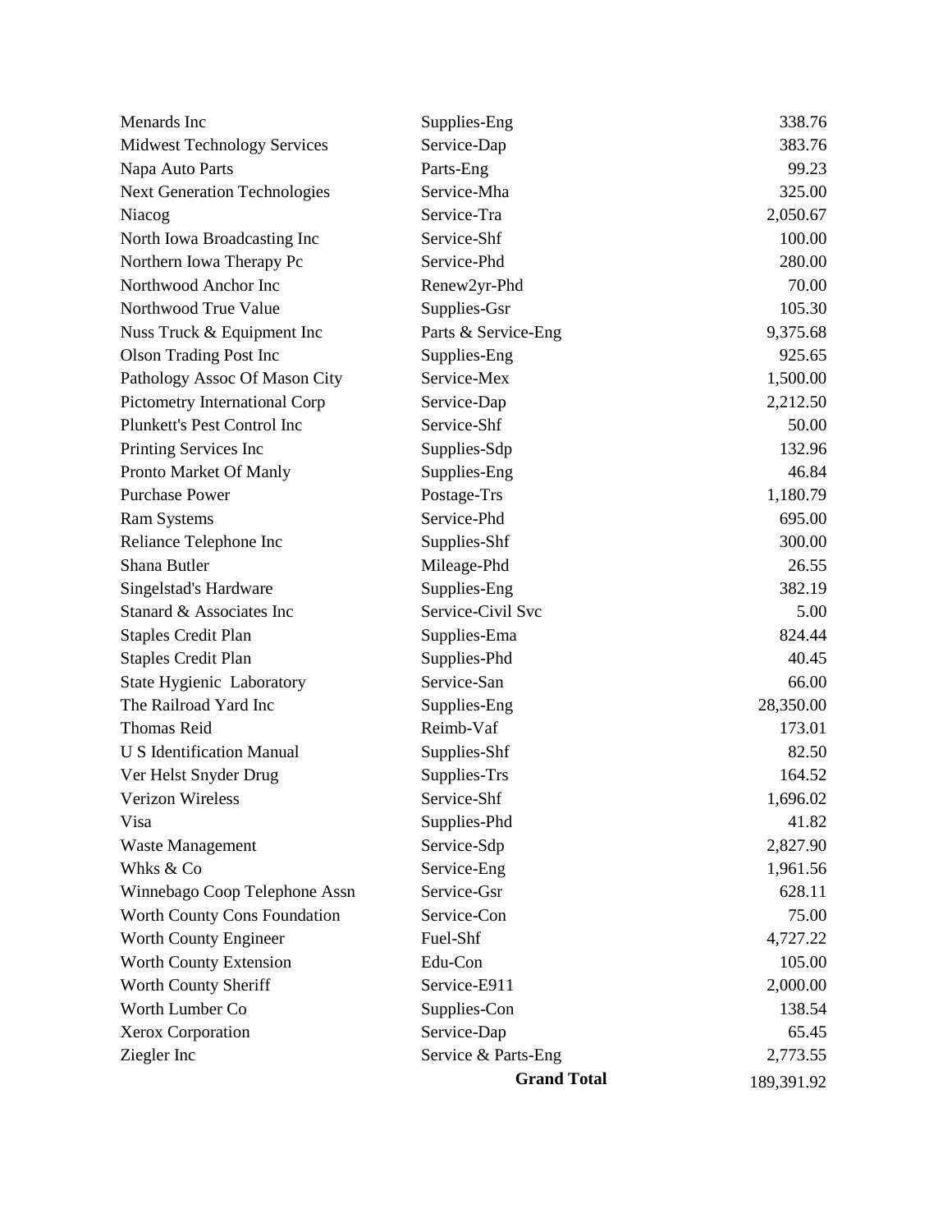| | | |
|---|---|---|
| Menards Inc | Supplies-Eng | 338.76 |
| Midwest Technology Services | Service-Dap | 383.76 |
| Napa Auto Parts | Parts-Eng | 99.23 |
| Next Generation Technologies | Service-Mha | 325.00 |
| Niacog | Service-Tra | 2,050.67 |
| North Iowa Broadcasting Inc | Service-Shf | 100.00 |
| Northern Iowa Therapy Pc | Service-Phd | 280.00 |
| Northwood Anchor Inc | Renew2yr-Phd | 70.00 |
| Northwood True Value | Supplies-Gsr | 105.30 |
| Nuss Truck & Equipment Inc | Parts & Service-Eng | 9,375.68 |
| Olson Trading Post Inc | Supplies-Eng | 925.65 |
| Pathology Assoc Of Mason City | Service-Mex | 1,500.00 |
| Pictometry International Corp | Service-Dap | 2,212.50 |
| Plunkett's Pest Control Inc | Service-Shf | 50.00 |
| Printing Services Inc | Supplies-Sdp | 132.96 |
| Pronto Market Of Manly | Supplies-Eng | 46.84 |
| Purchase Power | Postage-Trs | 1,180.79 |
| Ram Systems | Service-Phd | 695.00 |
| Reliance Telephone Inc | Supplies-Shf | 300.00 |
| Shana Butler | Mileage-Phd | 26.55 |
| Singelstad's Hardware | Supplies-Eng | 382.19 |
| Stanard & Associates Inc | Service-Civil Svc | 5.00 |
| Staples Credit Plan | Supplies-Ema | 824.44 |
| Staples Credit Plan | Supplies-Phd | 40.45 |
| State Hygienic Laboratory | Service-San | 66.00 |
| The Railroad Yard Inc | Supplies-Eng | 28,350.00 |
| Thomas Reid | Reimb-Vaf | 173.01 |
| U S Identification Manual | Supplies-Shf | 82.50 |
| Ver Helst Snyder Drug | Supplies-Trs | 164.52 |
| Verizon Wireless | Service-Shf | 1,696.02 |
| Visa | Supplies-Phd | 41.82 |
| Waste Management | Service-Sdp | 2,827.90 |
| Whks & Co | Service-Eng | 1,961.56 |
| Winnebago Coop Telephone Assn | Service-Gsr | 628.11 |
| Worth County Cons Foundation | Service-Con | 75.00 |
| Worth County Engineer | Fuel-Shf | 4,727.22 |
| Worth County Extension | Edu-Con | 105.00 |
| Worth County Sheriff | Service-E911 | 2,000.00 |
| Worth Lumber Co | Supplies-Con | 138.54 |
| Xerox Corporation | Service-Dap | 65.45 |
| Ziegler Inc | Service & Parts-Eng | 2,773.55 |
| | **Grand Total** | 189,391.92 |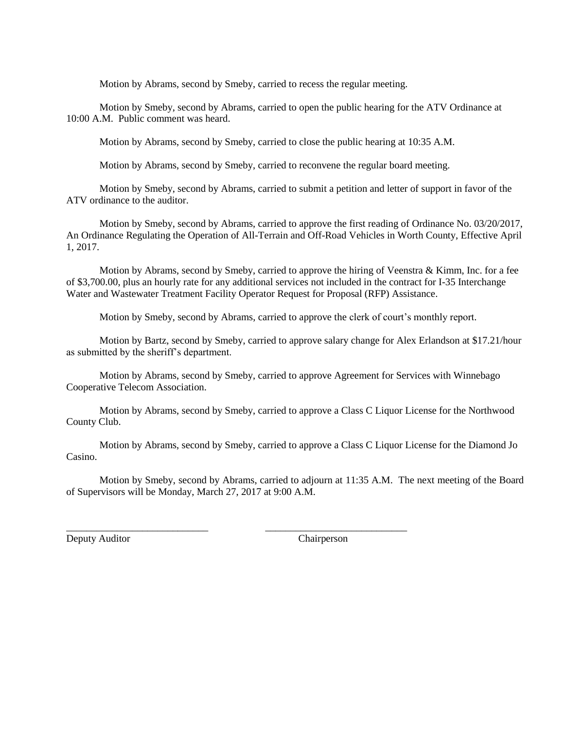Motion by Abrams, second by Smeby, carried to recess the regular meeting.

Motion by Smeby, second by Abrams, carried to open the public hearing for the ATV Ordinance at 10:00 A.M. Public comment was heard.

Motion by Abrams, second by Smeby, carried to close the public hearing at 10:35 A.M.

Motion by Abrams, second by Smeby, carried to reconvene the regular board meeting.

Motion by Smeby, second by Abrams, carried to submit a petition and letter of support in favor of the ATV ordinance to the auditor.

Motion by Smeby, second by Abrams, carried to approve the first reading of Ordinance No. 03/20/2017, An Ordinance Regulating the Operation of All-Terrain and Off-Road Vehicles in Worth County, Effective April 1, 2017.

Motion by Abrams, second by Smeby, carried to approve the hiring of Veenstra & Kimm, Inc. for a fee of $3,700.00, plus an hourly rate for any additional services not included in the contract for I-35 Interchange Water and Wastewater Treatment Facility Operator Request for Proposal (RFP) Assistance.

Motion by Smeby, second by Abrams, carried to approve the clerk of court's monthly report.

Motion by Bartz, second by Smeby, carried to approve salary change for Alex Erlandson at $17.21/hour as submitted by the sheriff's department.

Motion by Abrams, second by Smeby, carried to approve Agreement for Services with Winnebago Cooperative Telecom Association.

Motion by Abrams, second by Smeby, carried to approve a Class C Liquor License for the Northwood County Club.

Motion by Abrams, second by Smeby, carried to approve a Class C Liquor License for the Diamond Jo Casino.

Motion by Smeby, second by Abrams, carried to adjourn at 11:35 A.M. The next meeting of the Board of Supervisors will be Monday, March 27, 2017 at 9:00 A.M.

____________________________ ____________________________

Deputy Auditor Chairperson